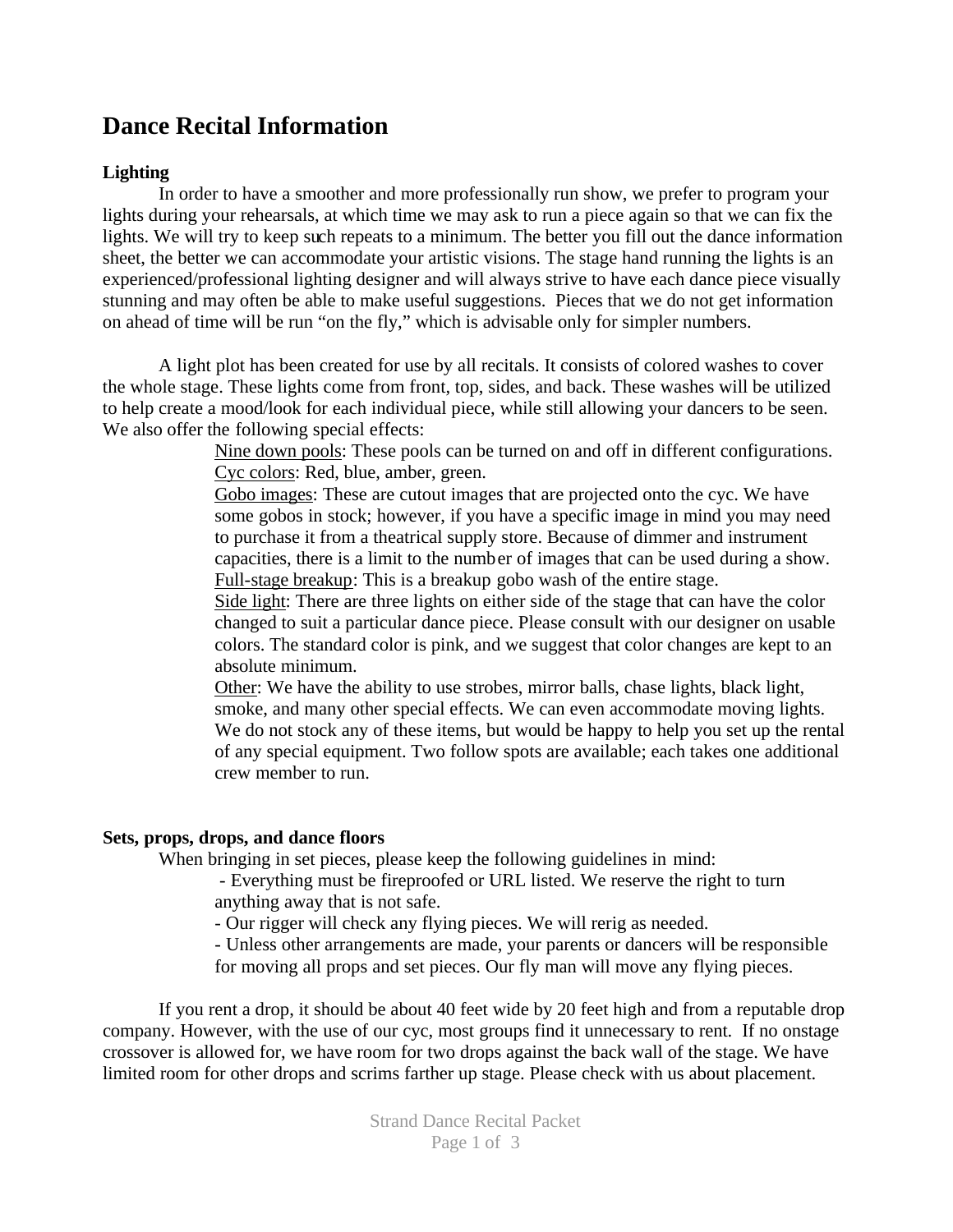# Dance Recital Information

### Lighting

In order to have a smoother and more professionally run show, we prefer to program your lights during your rehearsals, at which time we may ask to run a piece again so that we can fix the lights. We will try to keep such repeats to a minimum. The better you fill out the dance information sheet, the better we can accommodate your artistic visions. The stage hand running the lights is an experienced/professional lighting designer and will always strive to have each dance piece visually stunning and may often be able to make useful suggestions. Pieces that we do not get information on ahead of time will be run "on the fly," which is advisable only for simpler numbers.

A light plot has been created for use by all recitals. It consists of colored washes to cover the whole stage. These lights come from front, top, sides, and back. These washes will be utilized to help create a mood/look for each individual piece, while still allowing your dancers to be seen. We also offer the following special effects:

> Nine down pools: These pools can be turned on and off in different configurations.
>
> Cyc colors: Red, blue, amber, green.
>
> Gobo images: These are cutout images that are projected onto the cyc. We have some gobos in stock; however, if you have a specific image in mind you may need to purchase it from a theatrical supply store. Because of dimmer and instrument capacities, there is a limit to the number of images that can be used during a show.
>
> Full-stage breakup: This is a breakup gobo wash of the entire stage.
>
> Side light: There are three lights on either side of the stage that can have the color changed to suit a particular dance piece. Please consult with our designer on usable colors. The standard color is pink, and we suggest that color changes are kept to an absolute minimum.
>
> Other: We have the ability to use strobes, mirror balls, chase lights, black light, smoke, and many other special effects. We can even accommodate moving lights. We do not stock any of these items, but would be happy to help you set up the rental of any special equipment. Two follow spots are available; each takes one additional crew member to run.

### Sets, props, drops, and dance floors

When bringing in set pieces, please keep the following guidelines in mind:

- Everything must be fireproofed or URL listed. We reserve the right to turn anything away that is not safe.
- Our rigger will check any flying pieces. We will rerig as needed.
- Unless other arrangements are made, your parents or dancers will be responsible for moving all props and set pieces. Our fly man will move any flying pieces.

If you rent a drop, it should be about 40 feet wide by 20 feet high and from a reputable drop company. However, with the use of our cyc, most groups find it unnecessary to rent. If no onstage crossover is allowed for, we have room for two drops against the back wall of the stage. We have limited room for other drops and scrims farther up stage. Please check with us about placement.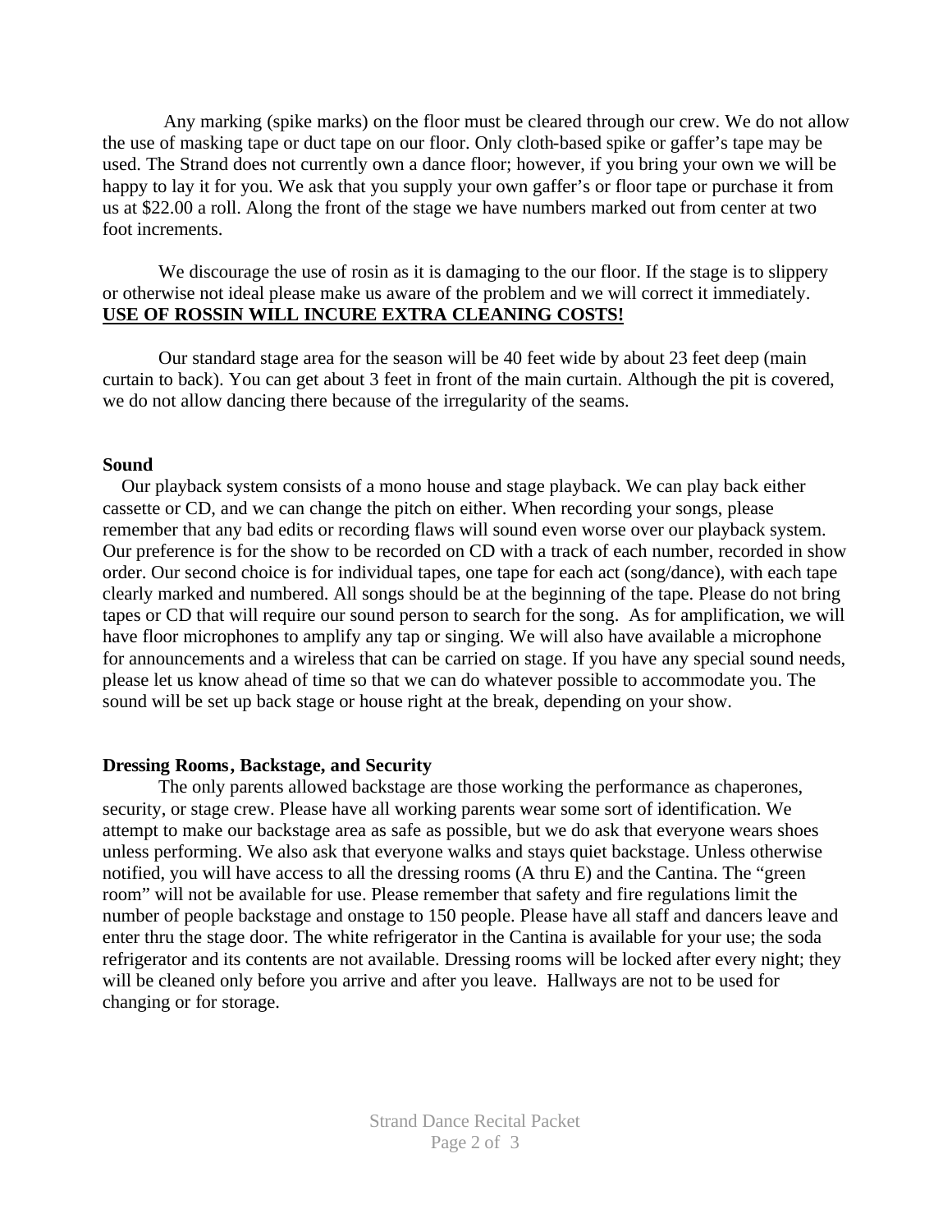Any marking (spike marks) on the floor must be cleared through our crew. We do not allow the use of masking tape or duct tape on our floor. Only cloth-based spike or gaffer's tape may be used. The Strand does not currently own a dance floor; however, if you bring your own we will be happy to lay it for you. We ask that you supply your own gaffer's or floor tape or purchase it from us at $22.00 a roll. Along the front of the stage we have numbers marked out from center at two foot increments.

We discourage the use of rosin as it is damaging to the our floor. If the stage is to slippery or otherwise not ideal please make us aware of the problem and we will correct it immediately. **USE OF ROSSIN WILL INCURE EXTRA CLEANING COSTS!**

Our standard stage area for the season will be 40 feet wide by about 23 feet deep (main curtain to back). You can get about 3 feet in front of the main curtain. Although the pit is covered, we do not allow dancing there because of the irregularity of the seams.

**Sound**

Our playback system consists of a mono house and stage playback. We can play back either cassette or CD, and we can change the pitch on either. When recording your songs, please remember that any bad edits or recording flaws will sound even worse over our playback system. Our preference is for the show to be recorded on CD with a track of each number, recorded in show order. Our second choice is for individual tapes, one tape for each act (song/dance), with each tape clearly marked and numbered. All songs should be at the beginning of the tape. Please do not bring tapes or CD that will require our sound person to search for the song. As for amplification, we will have floor microphones to amplify any tap or singing. We will also have available a microphone for announcements and a wireless that can be carried on stage. If you have any special sound needs, please let us know ahead of time so that we can do whatever possible to accommodate you. The sound will be set up back stage or house right at the break, depending on your show.

**Dressing Rooms, Backstage, and Security**

The only parents allowed backstage are those working the performance as chaperones, security, or stage crew. Please have all working parents wear some sort of identification. We attempt to make our backstage area as safe as possible, but we do ask that everyone wears shoes unless performing. We also ask that everyone walks and stays quiet backstage. Unless otherwise notified, you will have access to all the dressing rooms (A thru E) and the Cantina. The "green room" will not be available for use. Please remember that safety and fire regulations limit the number of people backstage and onstage to 150 people. Please have all staff and dancers leave and enter thru the stage door. The white refrigerator in the Cantina is available for your use; the soda refrigerator and its contents are not available. Dressing rooms will be locked after every night; they will be cleaned only before you arrive and after you leave. Hallways are not to be used for changing or for storage.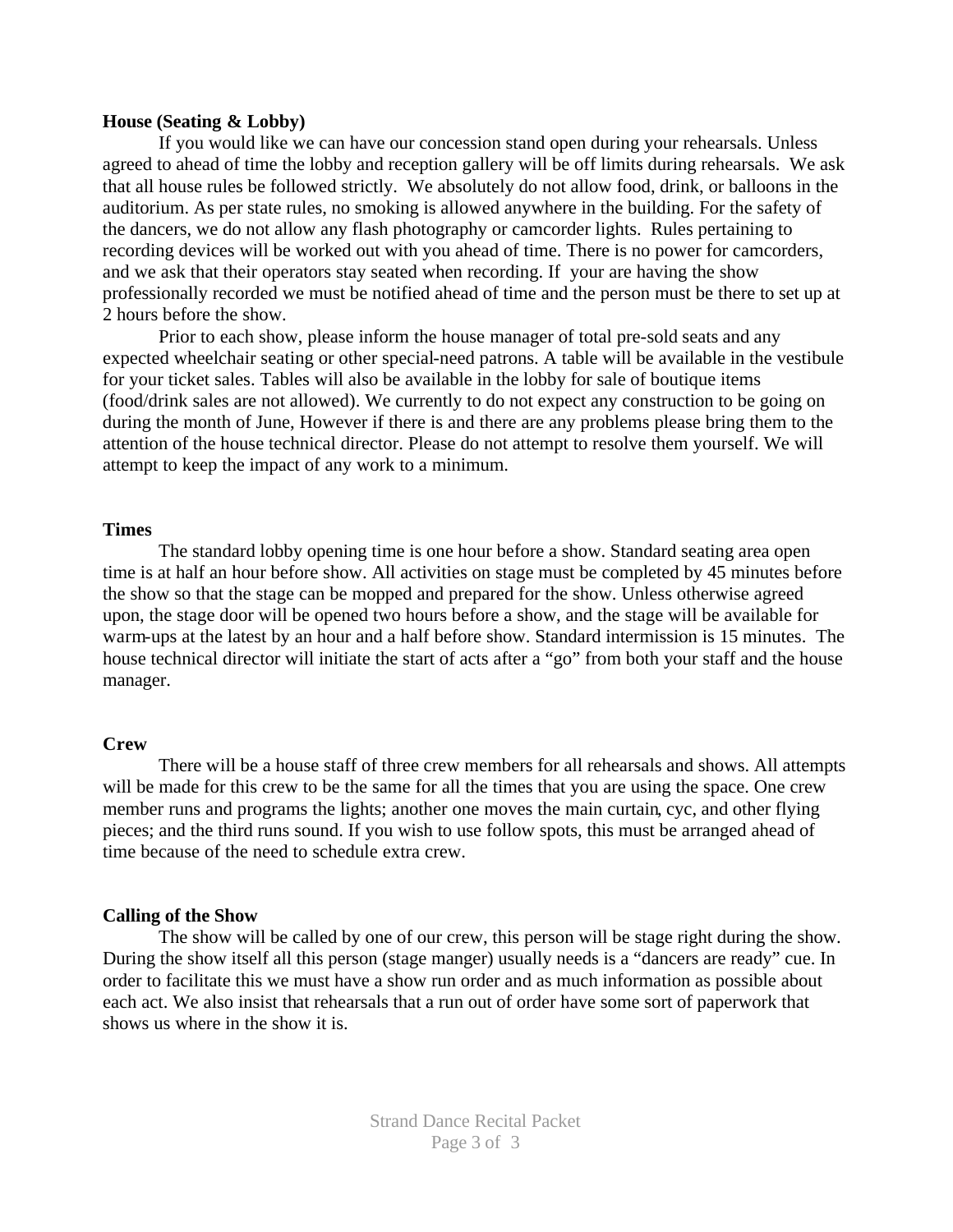**House (Seating & Lobby)**

If you would like we can have our concession stand open during your rehearsals. Unless agreed to ahead of time the lobby and reception gallery will be off limits during rehearsals. We ask that all house rules be followed strictly. We absolutely do not allow food, drink, or balloons in the auditorium. As per state rules, no smoking is allowed anywhere in the building. For the safety of the dancers, we do not allow any flash photography or camcorder lights. Rules pertaining to recording devices will be worked out with you ahead of time. There is no power for camcorders, and we ask that their operators stay seated when recording. If your are having the show professionally recorded we must be notified ahead of time and the person must be there to set up at 2 hours before the show.

Prior to each show, please inform the house manager of total pre-sold seats and any expected wheelchair seating or other special-need patrons. A table will be available in the vestibule for your ticket sales. Tables will also be available in the lobby for sale of boutique items (food/drink sales are not allowed). We currently to do not expect any construction to be going on during the month of June, However if there is and there are any problems please bring them to the attention of the house technical director. Please do not attempt to resolve them yourself. We will attempt to keep the impact of any work to a minimum.

**Times**

The standard lobby opening time is one hour before a show. Standard seating area open time is at half an hour before show. All activities on stage must be completed by 45 minutes before the show so that the stage can be mopped and prepared for the show. Unless otherwise agreed upon, the stage door will be opened two hours before a show, and the stage will be available for warm-ups at the latest by an hour and a half before show. Standard intermission is 15 minutes. The house technical director will initiate the start of acts after a "go" from both your staff and the house manager.

**Crew**

There will be a house staff of three crew members for all rehearsals and shows. All attempts will be made for this crew to be the same for all the times that you are using the space. One crew member runs and programs the lights; another one moves the main curtain, cyc, and other flying pieces; and the third runs sound. If you wish to use follow spots, this must be arranged ahead of time because of the need to schedule extra crew.

**Calling of the Show**

The show will be called by one of our crew, this person will be stage right during the show. During the show itself all this person (stage manger) usually needs is a "dancers are ready" cue. In order to facilitate this we must have a show run order and as much information as possible about each act. We also insist that rehearsals that a run out of order have some sort of paperwork that shows us where in the show it is.